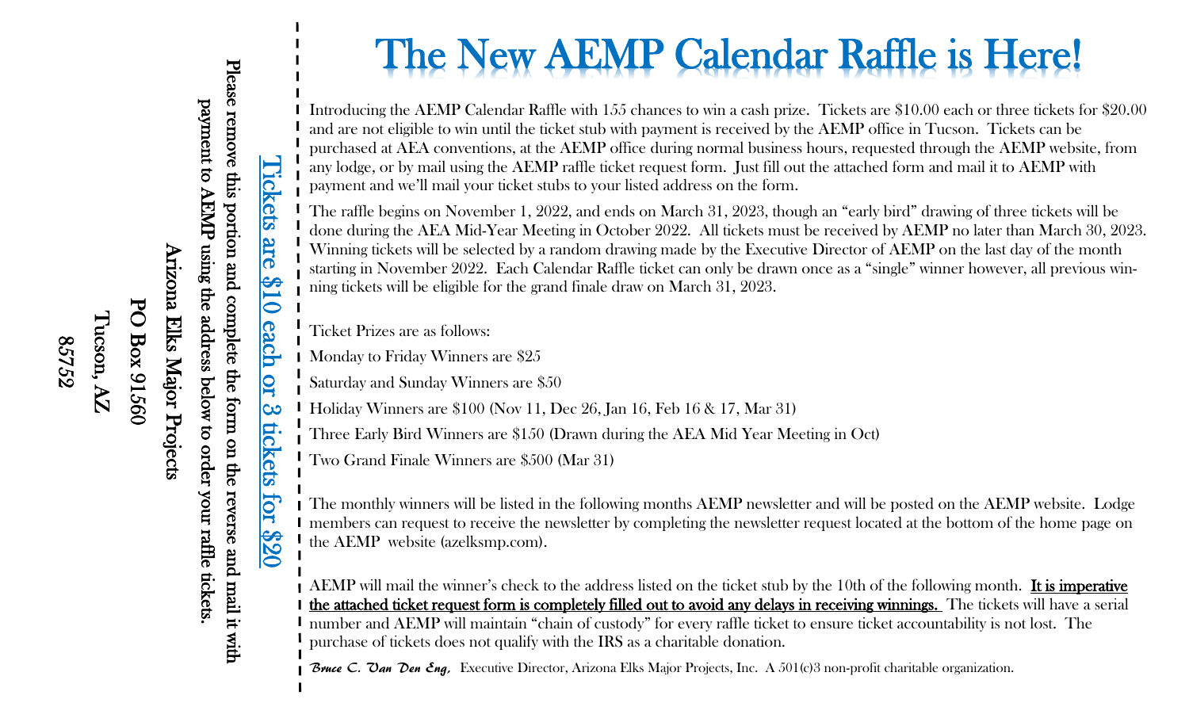# The New AEMP Calendar Raffle is Here!

Introducing the AEMP Calendar Raffle with 155 chances to win a cash prize. Tickets are $10.00 each or three tickets for $20.00 and are not eligible to win until the ticket stub with payment is received by the AEMP office in Tucson. Tickets can be purchased at AEA conventions, at the AEMP office during normal business hours, requested through the AEMP website, from any lodge, or by mail using the AEMP raffle ticket request form. Just fill out the attached form and mail it to AEMP with payment and we'll mail your ticket stubs to your listed address on the form.

The raffle begins on November 1, 2022, and ends on March 31, 2023, though an "early bird" drawing of three tickets will be done during the AEA Mid-Year Meeting in October 2022. All tickets must be received by AEMP no later than March 30, 2023. Winning tickets will be selected by a random drawing made by the Executive Director of AEMP on the last day of the month starting in November 2022. Each Calendar Raffle ticket can only be drawn once as a "single" winner however, all previous winning tickets will be eligible for the grand finale draw on March 31, 2023.

Ticket Prizes are as follows:

Monday to Friday Winners are $25

Saturday and Sunday Winners are $50

Holiday Winners are $100 (Nov 11, Dec 26, Jan 16, Feb 16 & 17, Mar 31)

Three Early Bird Winners are $150 (Drawn during the AEA Mid Year Meeting in Oct)

Two Grand Finale Winners are $500 (Mar 31)

The monthly winners will be listed in the following months AEMP newsletter and will be posted on the AEMP website. Lodge members can request to receive the newsletter by completing the newsletter request located at the bottom of the home page on the AEMP website (azelksmp.com).

AEMP will mail the winner's check to the address listed on the ticket stub by the 10th of the following month. **It is imperative the attached ticket request form is completely filled out to avoid any delays in receiving winnings.** The tickets will have a serial number and AEMP will maintain "chain of custody" for every raffle ticket to ensure ticket accountability is not lost. The purchase of tickets does not qualify with the IRS as a charitable donation.

***Bruce C. Van Den Eng,*** Executive Director, Arizona Elks Major Projects, Inc. A 501(c)3 non-profit charitable organization.

---

**Tickets are $10 each or 3 tickets for $20**

**Please remove this portion and complete the form on the reverse and mail it with payment to AEMP using the address below to order your raffle tickets.**

**Arizona Elks Major Projects**

**PO Box 91560**

**Tucson, AZ**

**85752**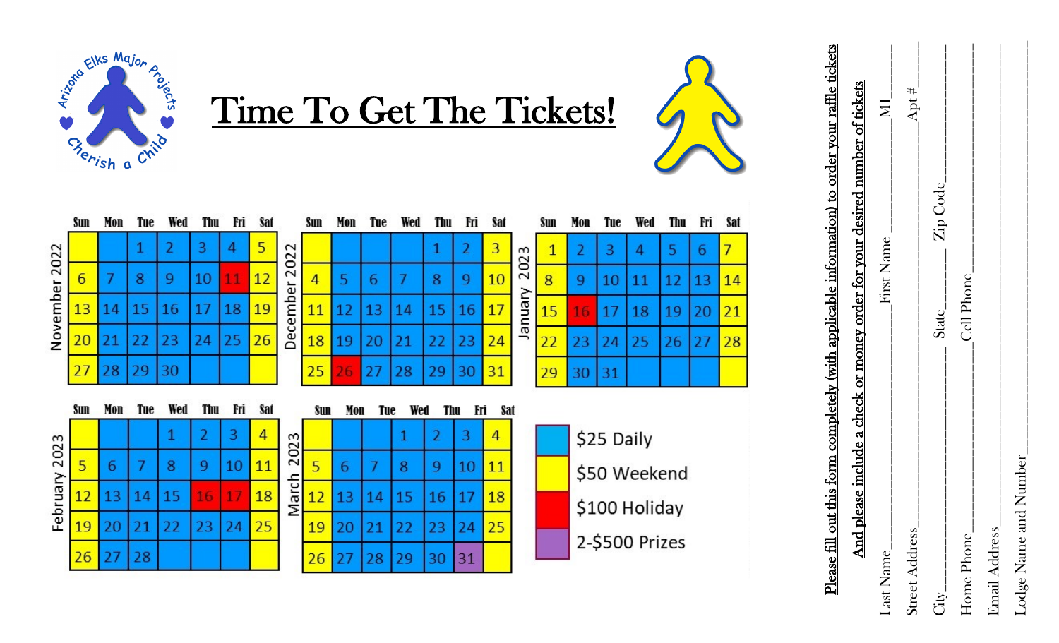# Time To Get The Tickets!

Arizona Elks Major Projects — Cherish a Child

**November 2022**

| Sun | Mon | Tue | Wed | Thu | Fri | Sat |
|---|---|---|---|---|---|---|
| | | 1 | 2 | 3 | 4 | 5 |
| 6 | 7 | 8 | 9 | 10 | 11 | 12 |
| 13 | 14 | 15 | 16 | 17 | 18 | 19 |
| 20 | 21 | 22 | 23 | 24 | 25 | 26 |
| 27 | 28 | 29 | 30 | | | |

**December 2022**

| Sun | Mon | Tue | Wed | Thu | Fri | Sat |
|---|---|---|---|---|---|---|
| | | | | 1 | 2 | 3 |
| 4 | 5 | 6 | 7 | 8 | 9 | 10 |
| 11 | 12 | 13 | 14 | 15 | 16 | 17 |
| 18 | 19 | 20 | 21 | 22 | 23 | 24 |
| 25 | 26 | 27 | 28 | 29 | 30 | 31 |

**January 2023**

| Sun | Mon | Tue | Wed | Thu | Fri | Sat |
|---|---|---|---|---|---|---|
| 1 | 2 | 3 | 4 | 5 | 6 | 7 |
| 8 | 9 | 10 | 11 | 12 | 13 | 14 |
| 15 | 16 | 17 | 18 | 19 | 20 | 21 |
| 22 | 23 | 24 | 25 | 26 | 27 | 28 |
| 29 | 30 | 31 | | | | |

**February 2023**

| Sun | Mon | Tue | Wed | Thu | Fri | Sat |
|---|---|---|---|---|---|---|
| | | | 1 | 2 | 3 | 4 |
| 5 | 6 | 7 | 8 | 9 | 10 | 11 |
| 12 | 13 | 14 | 15 | 16 | 17 | 18 |
| 19 | 20 | 21 | 22 | 23 | 24 | 25 |
| 26 | 27 | 28 | | | | |

**March 2023**

| Sun | Mon | Tue | Wed | Thu | Fri | Sat |
|---|---|---|---|---|---|---|
| | | | 1 | 2 | 3 | 4 |
| 5 | 6 | 7 | 8 | 9 | 10 | 11 |
| 12 | 13 | 14 | 15 | 16 | 17 | 18 |
| 19 | 20 | 21 | 22 | 23 | 24 | 25 |
| 26 | 27 | 28 | 29 | 30 | 31 | |

- $25 Daily
- $50 Weekend
- $100 Holiday
- 2-$500 Prizes

**Please fill out this form completely (with applicable information) to order your raffle tickets**

**And please include a check or money order for your desired number of tickets**

Last Name\_\_\_\_\_\_\_\_\_\_ First Name\_\_\_\_\_\_\_\_\_\_ MI\_\_\_

Street Address\_\_\_\_\_\_\_\_\_\_ Apt #\_\_\_

City\_\_\_\_\_\_\_\_\_\_ State\_\_\_\_ Zip Code\_\_\_\_\_\_

Home Phone\_\_\_\_\_\_\_\_\_\_ Cell Phone\_\_\_\_\_\_\_\_\_\_

Email Address\_\_\_\_\_\_\_\_\_\_

Lodge Name and Number\_\_\_\_\_\_\_\_\_\_